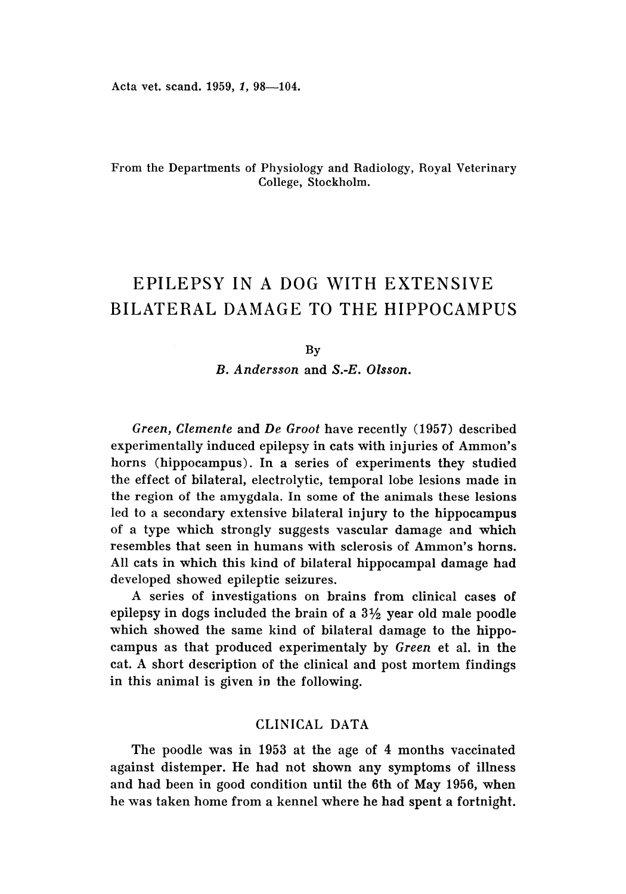From the Departments of Physiology and Radiology, Royal Veterinary College, Stockholm.

# EPILEPSY IN A DOG WITH EXTENSIVE BILATERAL DAMAGE TO THE HIPPOCAMPUS

By

*B. Andersson* and *S.-E. Olsson.*

*Green, Clemente* and *De Groot* have recently (1957) described experimentally induced epilepsy in cats with injuries of Ammon's horns (hippocampus). In a series of experiments they studied the effect of bilateral, electrolytic, temporal lobe lesions made in the region of the amygdala. In some of the animals these lesions led to a secondary extensive bilateral injury to the hippocampus of a type which strongly suggests vascular damage and which resembles that seen in humans with sclerosis of Ammon's horns. All cats in which this kind of bilateral hippocampal damage had developed showed epileptic seizures.

A series of investigations on brains from clinical cases of epilepsy in dogs included the brain of a 3½ year old male poodle which showed the same kind of bilateral damage to the hippocampus as that produced experimentaly by *Green* et al. in the cat. A short description of the clinical and post mortem findings in this animal is given in the following.

## CLINICAL DATA

The poodle was in 1953 at the age of 4 months vaccinated against distemper. He had not shown any symptoms of illness and had been in good condition until the 6th of May 1956, when he was taken home from a kennel where he had spent a fortnight.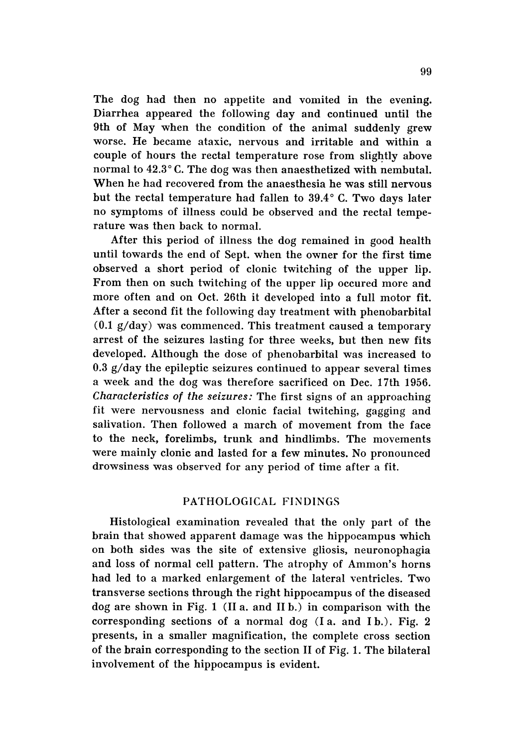The dog had then no appetite and vomited in the evening. Diarrhea appeared the following day and continued until the 9th of May when the condition of the animal suddenly grew worse. He became ataxic, nervous and irritable and within a couple of hours the rectal temperature rose from slightly above normal to 42.3° C. The dog was then anaesthetized with nembutal. When he had recovered from the anaesthesia he was still nervous but the rectal temperature had fallen to 39.4° C. Two days later no symptoms of illness could be observed and the rectal temperature was then back to normal.

After this period of illness the dog remained in good health until towards the end of Sept. when the owner for the first time observed a short period of clonic twitching of the upper lip. From then on such twitching of the upper lip occured more and more often and on Oct. 26th it developed into a full motor fit. After a second fit the following day treatment with phenobarbital (0.1 g/day) was commenced. This treatment caused a temporary arrest of the seizures lasting for three weeks, but then new fits developed. Although the dose of phenobarbital was increased to 0.3 g/day the epileptic seizures continued to appear several times a week and the dog was therefore sacrificed on Dec. 17th 1956. *Characteristics of the seizures:* The first signs of an approaching fit were nervousness and clonic facial twitching, gagging and salivation. Then followed a march of movement from the face to the neck, forelimbs, trunk and hindlimbs. The movements were mainly clonic and lasted for a few minutes. No pronounced drowsiness was observed for any period of time after a fit.

## PATHOLOGICAL FINDINGS

Histological examination revealed that the only part of the brain that showed apparent damage was the hippocampus which on both sides was the site of extensive gliosis, neuronophagia and loss of normal cell pattern. The atrophy of Ammon's horns had led to a marked enlargement of the lateral ventricles. Two transverse sections through the right hippocampus of the diseased dog are shown in Fig. 1 (II a. and II b.) in comparison with the corresponding sections of a normal dog (I a. and I b.). Fig. 2 presents, in a smaller magnification, the complete cross section of the brain corresponding to the section II of Fig. 1. The bilateral involvement of the hippocampus is evident.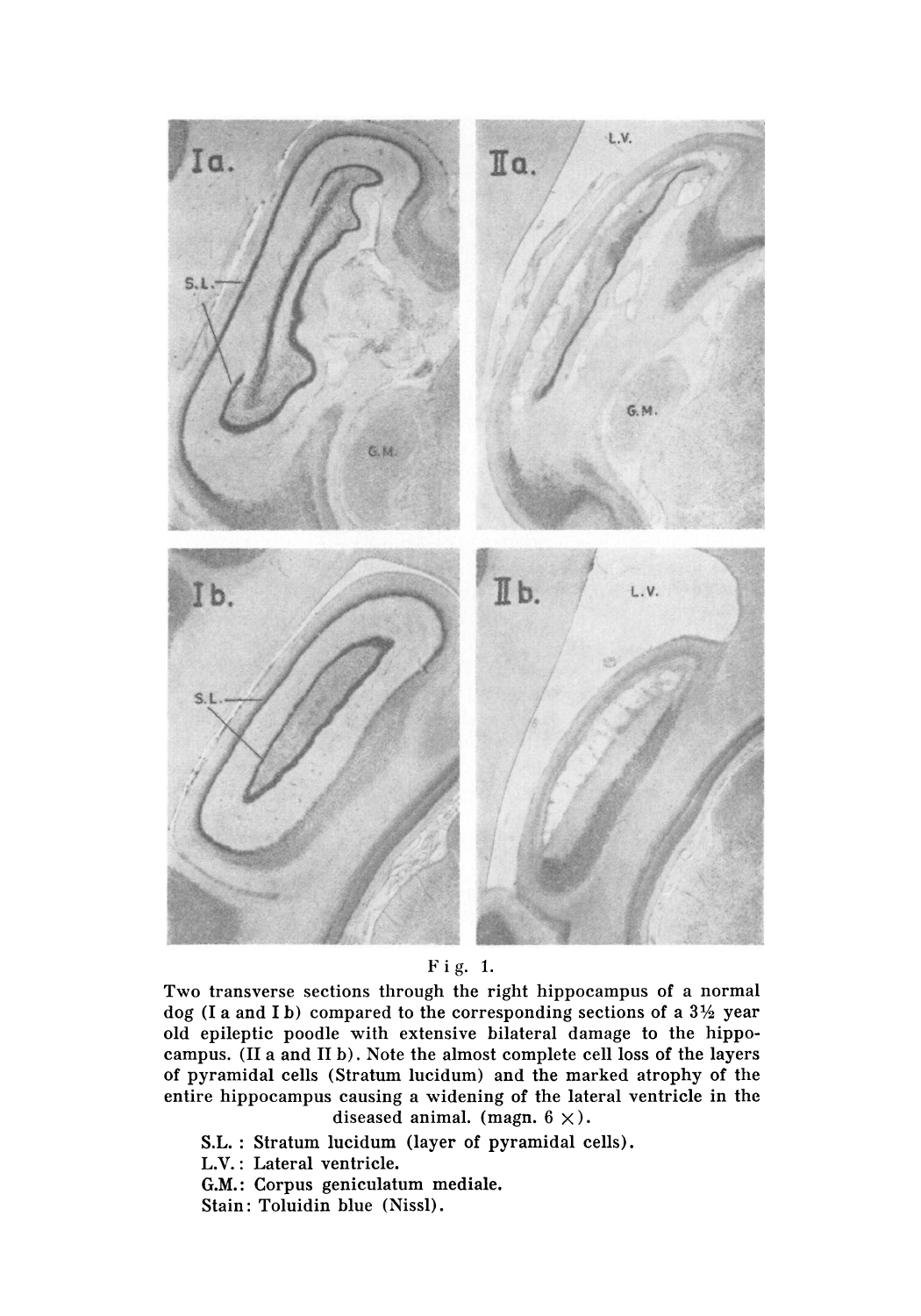Fig. 1.

Two transverse sections through the right hippocampus of a normal dog (I a and I b) compared to the corresponding sections of a 3½ year old epileptic poodle with extensive bilateral damage to the hippocampus. (II a and II b). Note the almost complete cell loss of the layers of pyramidal cells (Stratum lucidum) and the marked atrophy of the entire hippocampus causing a widening of the lateral ventricle in the diseased animal. (magn. 6 ×).

S.L. : Stratum lucidum (layer of pyramidal cells).
L.V. : Lateral ventricle.
G.M.: Corpus geniculatum mediale.
Stain: Toluidin blue (Nissl).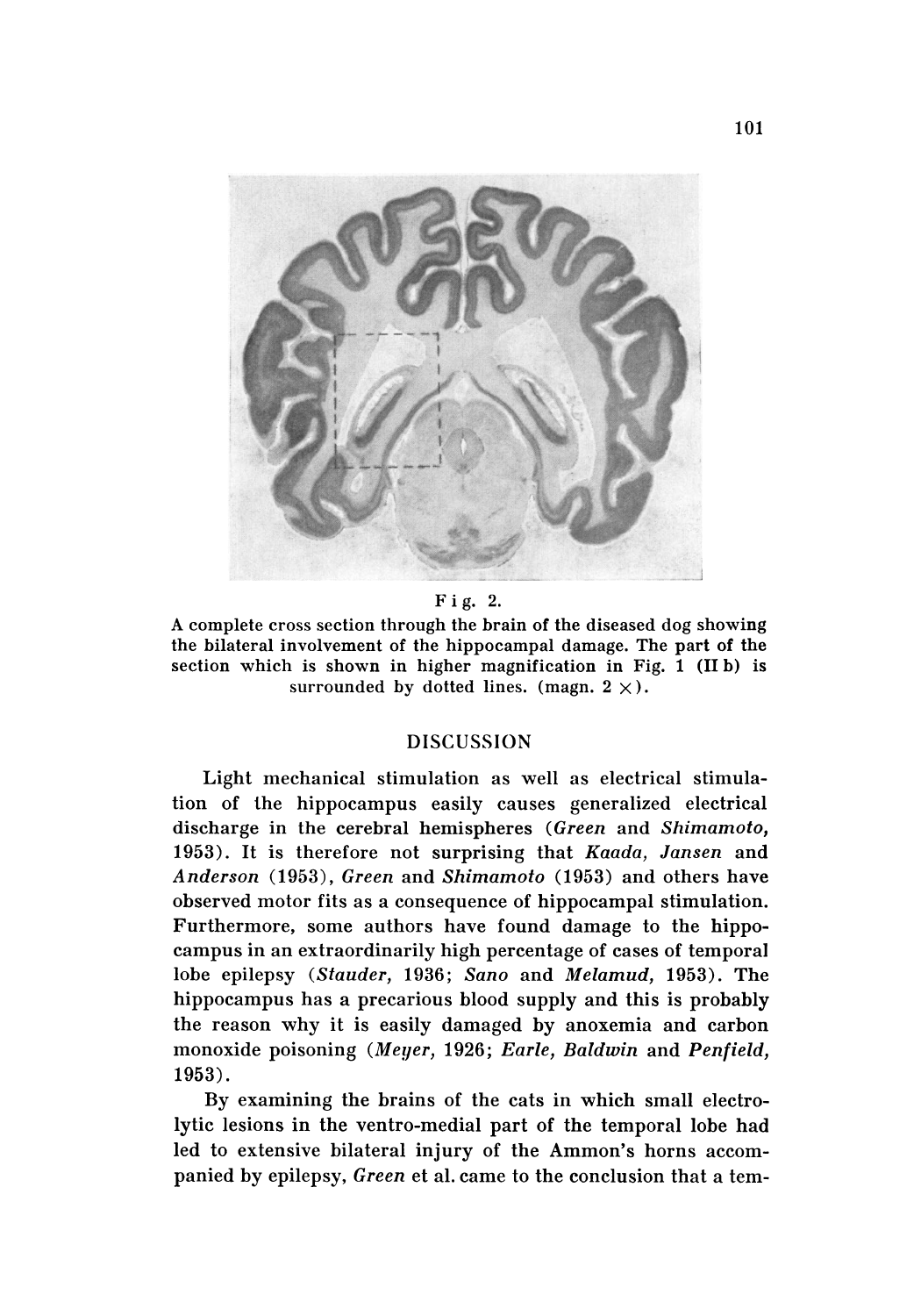Fig. 2.

A complete cross section through the brain of the diseased dog showing the bilateral involvement of the hippocampal damage. The part of the section which is shown in higher magnification in Fig. 1 (II b) is surrounded by dotted lines. (magn. 2 ×).

## DISCUSSION

Light mechanical stimulation as well as electrical stimulation of the hippocampus easily causes generalized electrical discharge in the cerebral hemispheres (*Green* and *Shimamoto*, 1953). It is therefore not surprising that *Kaada, Jansen* and *Anderson* (1953), *Green* and *Shimamoto* (1953) and others have observed motor fits as a consequence of hippocampal stimulation. Furthermore, some authors have found damage to the hippocampus in an extraordinarily high percentage of cases of temporal lobe epilepsy (*Stauder*, 1936; *Sano* and *Melamud*, 1953). The hippocampus has a precarious blood supply and this is probably the reason why it is easily damaged by anoxemia and carbon monoxide poisoning (*Meyer*, 1926; *Earle, Baldwin* and *Penfield*, 1953).

By examining the brains of the cats in which small electrolytic lesions in the ventro-medial part of the temporal lobe had led to extensive bilateral injury of the Ammon's horns accompanied by epilepsy, *Green* et al. came to the conclusion that a tem-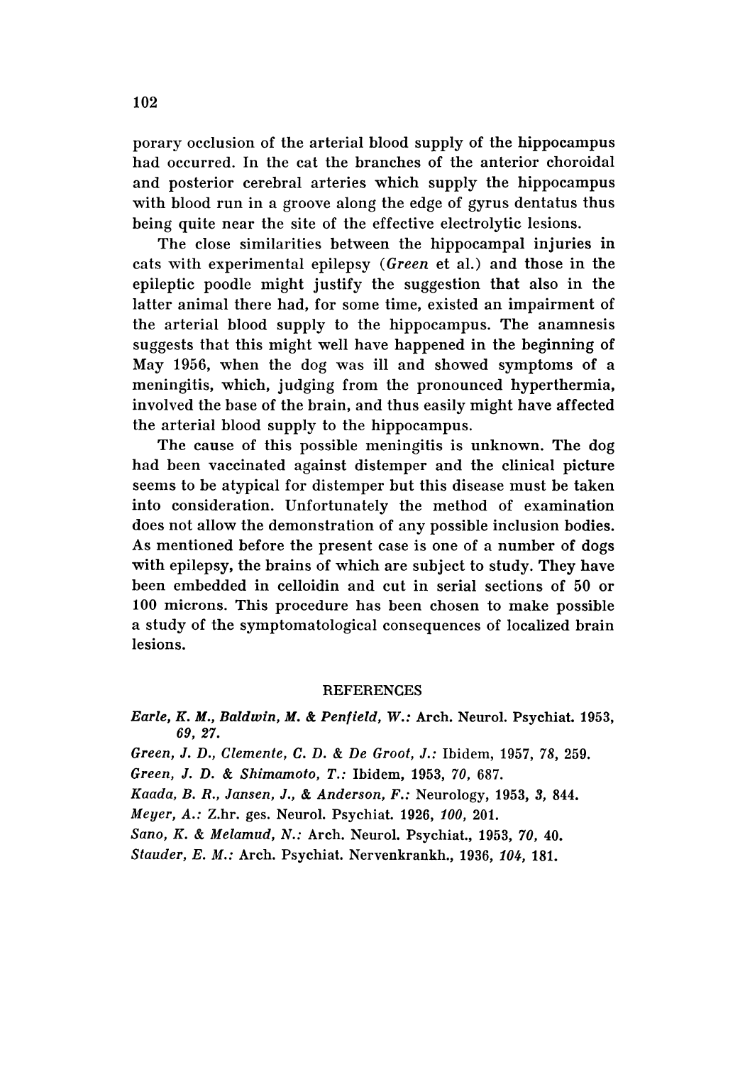porary occlusion of the arterial blood supply of the hippocampus had occurred. In the cat the branches of the anterior choroidal and posterior cerebral arteries which supply the hippocampus with blood run in a groove along the edge of gyrus dentatus thus being quite near the site of the effective electrolytic lesions.

The close similarities between the hippocampal injuries in cats with experimental epilepsy (*Green* et al.) and those in the epileptic poodle might justify the suggestion that also in the latter animal there had, for some time, existed an impairment of the arterial blood supply to the hippocampus. The anamnesis suggests that this might well have happened in the beginning of May 1956, when the dog was ill and showed symptoms of a meningitis, which, judging from the pronounced hyperthermia, involved the base of the brain, and thus easily might have affected the arterial blood supply to the hippocampus.

The cause of this possible meningitis is unknown. The dog had been vaccinated against distemper and the clinical picture seems to be atypical for distemper but this disease must be taken into consideration. Unfortunately the method of examination does not allow the demonstration of any possible inclusion bodies. As mentioned before the present case is one of a number of dogs with epilepsy, the brains of which are subject to study. They have been embedded in celloidin and cut in serial sections of 50 or 100 microns. This procedure has been chosen to make possible a study of the symptomatological consequences of localized brain lesions.

## REFERENCES

*Earle, K. M., Baldwin, M. & Penfield, W.:* Arch. Neurol. Psychiat. 1953, *69*, 27.

*Green, J. D., Clemente, C. D. & De Groot, J.:* Ibidem, 1957, *78*, 259.

*Green, J. D. & Shimamoto, T.:* Ibidem, 1953, *70*, 687.

*Kaada, B. R., Jansen, J., & Anderson, F.:* Neurology, 1953, *3*, 844.

*Meyer, A.:* Z.hr. ges. Neurol. Psychiat. 1926, *100*, 201.

*Sano, K. & Melamud, N.:* Arch. Neurol. Psychiat., 1953, *70*, 40.

*Stauder, E. M.:* Arch. Psychiat. Nervenkrankh., 1936, *104*, 181.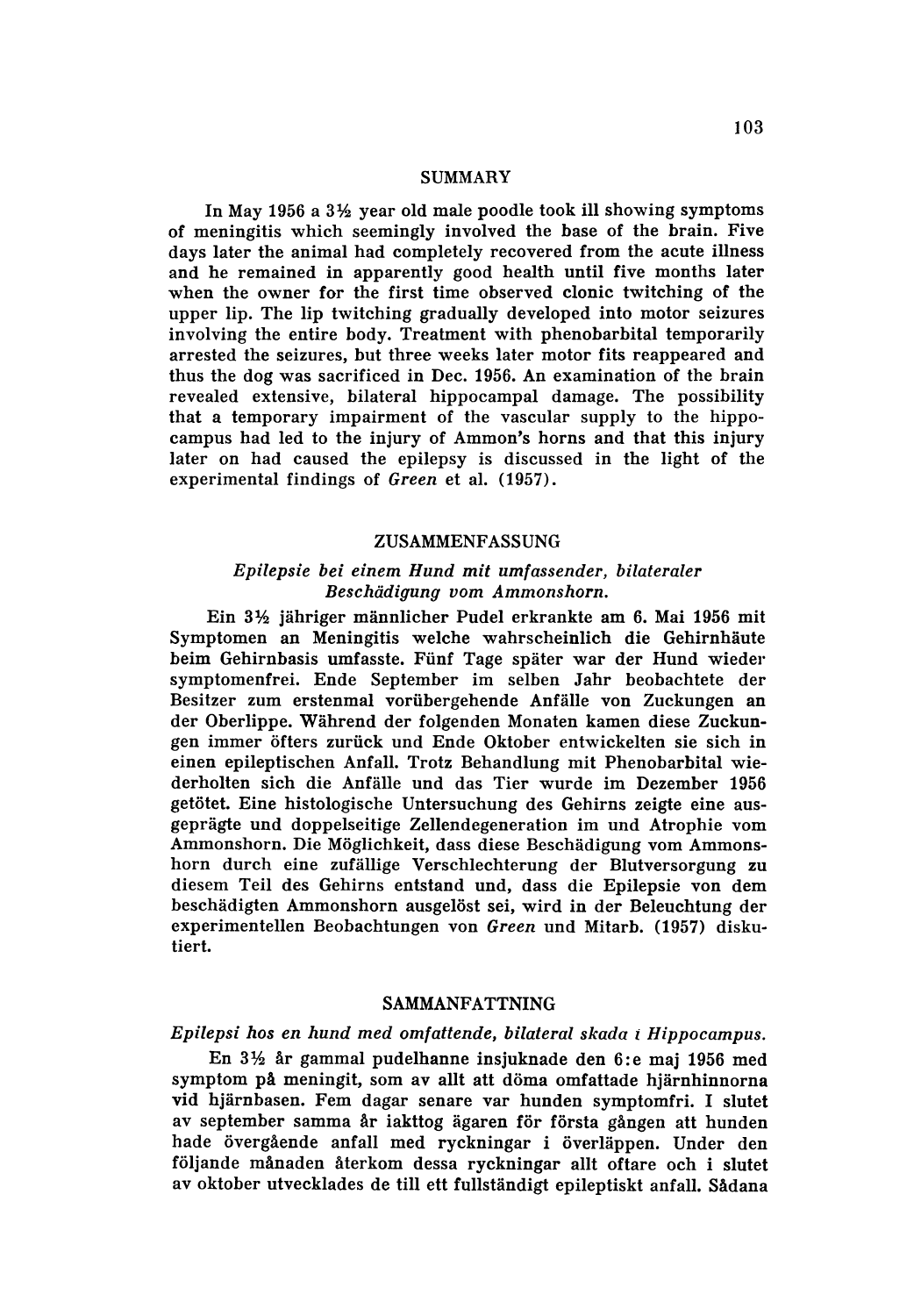## SUMMARY

In May 1956 a 3½ year old male poodle took ill showing symptoms of meningitis which seemingly involved the base of the brain. Five days later the animal had completely recovered from the acute illness and he remained in apparently good health until five months later when the owner for the first time observed clonic twitching of the upper lip. The lip twitching gradually developed into motor seizures involving the entire body. Treatment with phenobarbital temporarily arrested the seizures, but three weeks later motor fits reappeared and thus the dog was sacrificed in Dec. 1956. An examination of the brain revealed extensive, bilateral hippocampal damage. The possibility that a temporary impairment of the vascular supply to the hippocampus had led to the injury of Ammon's horns and that this injury later on had caused the epilepsy is discussed in the light of the experimental findings of *Green* et al. (1957).

## ZUSAMMENFASSUNG

*Epilepsie bei einem Hund mit umfassender, bilateraler Beschädigung vom Ammonshorn.*

Ein 3½ jähriger männlicher Pudel erkrankte am 6. Mai 1956 mit Symptomen an Meningitis welche wahrscheinlich die Gehirnhäute beim Gehirnbasis umfasste. Fünf Tage später war der Hund wieder symptomenfrei. Ende September im selben Jahr beobachtete der Besitzer zum erstenmal vorübergehende Anfälle von Zuckungen an der Oberlippe. Während der folgenden Monaten kamen diese Zuckungen immer öfters zurück und Ende Oktober entwickelten sie sich in einen epileptischen Anfall. Trotz Behandlung mit Phenobarbital wiederholten sich die Anfälle und das Tier wurde im Dezember 1956 getötet. Eine histologische Untersuchung des Gehirns zeigte eine ausgeprägte und doppelseitige Zellendegeneration im und Atrophie vom Ammonshorn. Die Möglichkeit, dass diese Beschädigung vom Ammonshorn durch eine zufällige Verschlechterung der Blutversorgung zu diesem Teil des Gehirns entstand und, dass die Epilepsie von dem beschädigten Ammonshorn ausgelöst sei, wird in der Beleuchtung der experimentellen Beobachtungen von *Green* und Mitarb. (1957) diskutiert.

## SAMMANFATTNING

*Epilepsi hos en hund med omfattende, bilateral skada i Hippocampus.*

En 3½ år gammal pudelhanne insjuknade den 6:e maj 1956 med symptom på meningit, som av allt att döma omfattade hjärnhinnorna vid hjärnbasen. Fem dagar senare var hunden symptomfri. I slutet av september samma år iakttog ägaren för första gången att hunden hade övergående anfall med ryckningar i överläppen. Under den följande månaden återkom dessa ryckningar allt oftare och i slutet av oktober utvecklades de till ett fullständigt epileptiskt anfall. Sådana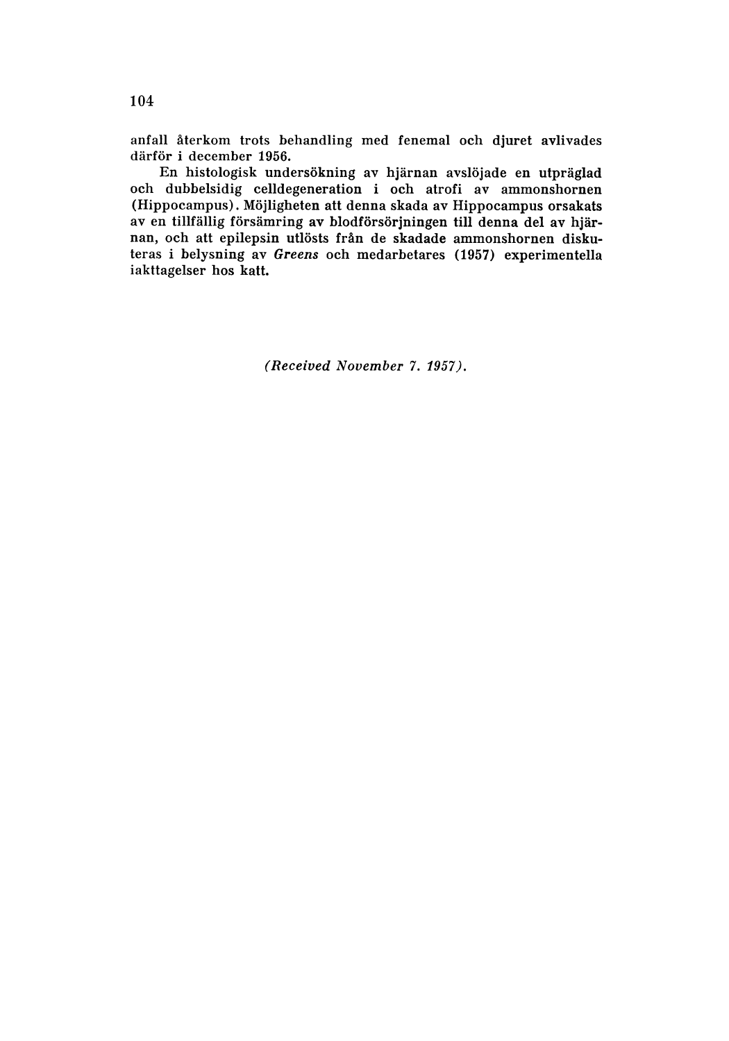anfall återkom trots behandling med fenemal och djuret avlivades därför i december 1956.

En histologisk undersökning av hjärnan avslöjade en utpräglad och dubbelsidig celldegeneration i och atrofi av ammonshornen (Hippocampus). Möjligheten att denna skada av Hippocampus orsakats av en tillfällig försämring av blodförsörjningen till denna del av hjärnan, och att epilepsin utlösts från de skadade ammonshornen diskuteras i belysning av *Greens* och medarbetares (1957) experimentella iakttagelser hos katt.

*(Received November 7. 1957).*